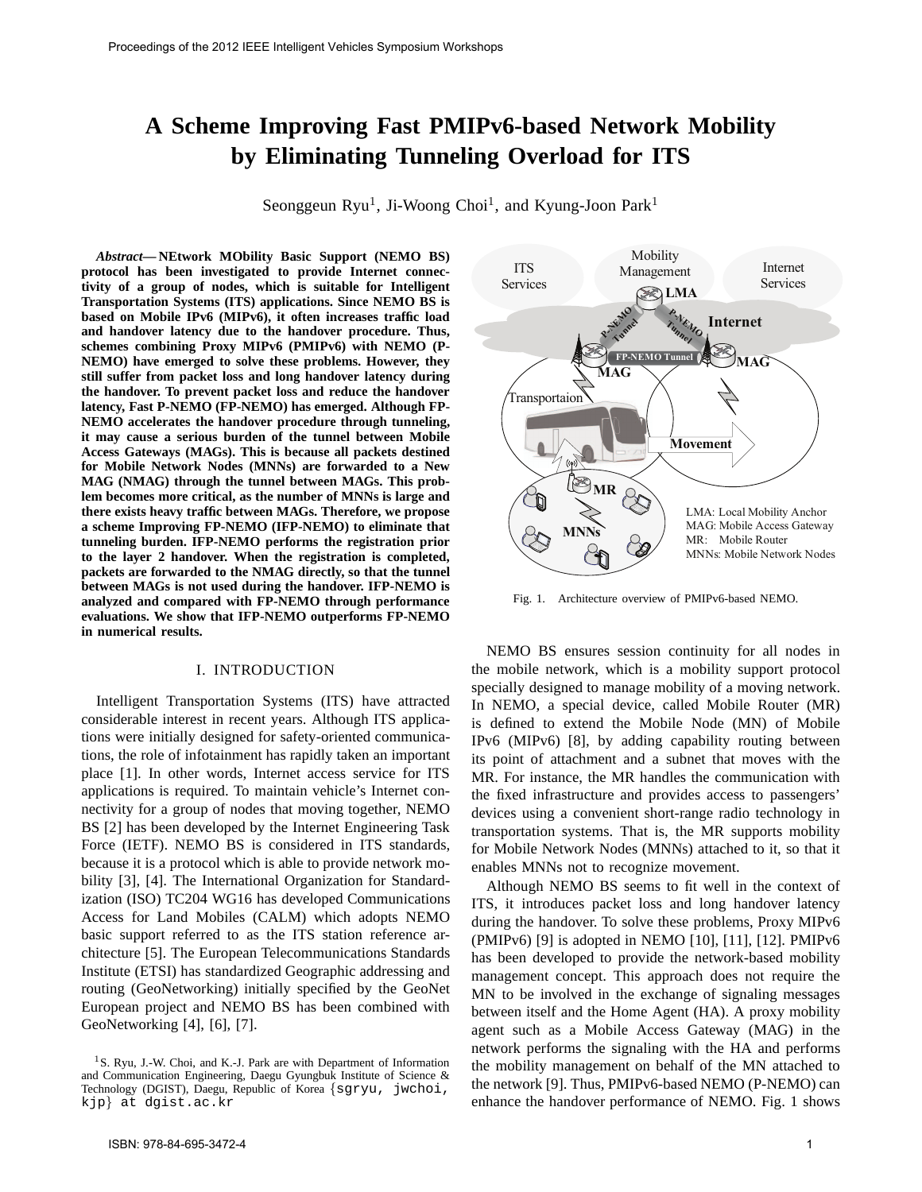# A Scheme Improving Fast PMIPv6-based Network Mobility by Eliminating Tunneling Overload for ITS

Seonggeun Ryu[1], Ji-Woong Choi[1], and Kyung-Joon Park[1]

***Abstract*— NEtwork MObility Basic Support (NEMO BS) protocol has been investigated to provide Internet connectivity of a group of nodes, which is suitable for Intelligent Transportation Systems (ITS) applications. Since NEMO BS is based on Mobile IPv6 (MIPv6), it often increases traffic load and handover latency due to the handover procedure. Thus, schemes combining Proxy MIPv6 (PMIPv6) with NEMO (P-NEMO) have emerged to solve these problems. However, they still suffer from packet loss and long handover latency during the handover. To prevent packet loss and reduce the handover latency, Fast P-NEMO (FP-NEMO) has emerged. Although FP-NEMO accelerates the handover procedure through tunneling, it may cause a serious burden of the tunnel between Mobile Access Gateways (MAGs). This is because all packets destined for Mobile Network Nodes (MNNs) are forwarded to a New MAG (NMAG) through the tunnel between MAGs. This problem becomes more critical, as the number of MNNs is large and there exists heavy traffic between MAGs. Therefore, we propose a scheme Improving FP-NEMO (IFP-NEMO) to eliminate that tunneling burden. IFP-NEMO performs the registration prior to the layer 2 handover. When the registration is completed, packets are forwarded to the NMAG directly, so that the tunnel between MAGs is not used during the handover. IFP-NEMO is analyzed and compared with FP-NEMO through performance evaluations. We show that IFP-NEMO outperforms FP-NEMO in numerical results.**

## I. INTRODUCTION

Intelligent Transportation Systems (ITS) have attracted considerable interest in recent years. Although ITS applications were initially designed for safety-oriented communications, the role of infotainment has rapidly taken an important place [1]. In other words, Internet access service for ITS applications is required. To maintain vehicle's Internet connectivity for a group of nodes that moving together, NEMO BS [2] has been developed by the Internet Engineering Task Force (IETF). NEMO BS is considered in ITS standards, because it is a protocol which is able to provide network mobility [3], [4]. The International Organization for Standardization (ISO) TC204 WG16 has developed Communications Access for Land Mobiles (CALM) which adopts NEMO basic support referred to as the ITS station reference architecture [5]. The European Telecommunications Standards Institute (ETSI) has standardized Geographic addressing and routing (GeoNetworking) initially specified by the GeoNet European project and NEMO BS has been combined with GeoNetworking [4], [6], [7].

[1]S. Ryu, J.-W. Choi, and K.-J. Park are with Department of Information and Communication Engineering, Daegu Gyungbuk Institute of Science & Technology (DGIST), Daegu, Republic of Korea {sgryu, jwchoi, kjp} at dgist.ac.kr

Fig. 1. Architecture overview of PMIPv6-based NEMO.

NEMO BS ensures session continuity for all nodes in the mobile network, which is a mobility support protocol specially designed to manage mobility of a moving network. In NEMO, a special device, called Mobile Router (MR) is defined to extend the Mobile Node (MN) of Mobile IPv6 (MIPv6) [8], by adding capability routing between its point of attachment and a subnet that moves with the MR. For instance, the MR handles the communication with the fixed infrastructure and provides access to passengers' devices using a convenient short-range radio technology in transportation systems. That is, the MR supports mobility for Mobile Network Nodes (MNNs) attached to it, so that it enables MNNs not to recognize movement.

Although NEMO BS seems to fit well in the context of ITS, it introduces packet loss and long handover latency during the handover. To solve these problems, Proxy MIPv6 (PMIPv6) [9] is adopted in NEMO [10], [11], [12]. PMIPv6 has been developed to provide the network-based mobility management concept. This approach does not require the MN to be involved in the exchange of signaling messages between itself and the Home Agent (HA). A proxy mobility agent such as a Mobile Access Gateway (MAG) in the network performs the signaling with the HA and performs the mobility management on behalf of the MN attached to the network [9]. Thus, PMIPv6-based NEMO (P-NEMO) can enhance the handover performance of NEMO. Fig. 1 shows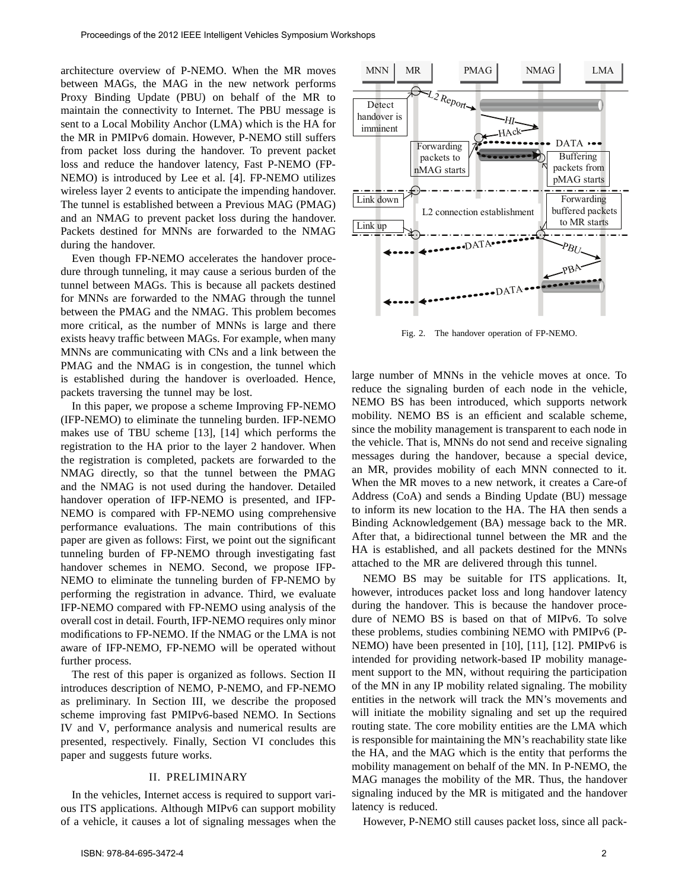architecture overview of P-NEMO. When the MR moves between MAGs, the MAG in the new network performs Proxy Binding Update (PBU) on behalf of the MR to maintain the connectivity to Internet. The PBU message is sent to a Local Mobility Anchor (LMA) which is the HA for the MR in PMIPv6 domain. However, P-NEMO still suffers from packet loss during the handover. To prevent packet loss and reduce the handover latency, Fast P-NEMO (FP-NEMO) is introduced by Lee et al. [4]. FP-NEMO utilizes wireless layer 2 events to anticipate the impending handover. The tunnel is established between a Previous MAG (PMAG) and an NMAG to prevent packet loss during the handover. Packets destined for MNNs are forwarded to the NMAG during the handover.

Even though FP-NEMO accelerates the handover procedure through tunneling, it may cause a serious burden of the tunnel between MAGs. This is because all packets destined for MNNs are forwarded to the NMAG through the tunnel between the PMAG and the NMAG. This problem becomes more critical, as the number of MNNs is large and there exists heavy traffic between MAGs. For example, when many MNNs are communicating with CNs and a link between the PMAG and the NMAG is in congestion, the tunnel which is established during the handover is overloaded. Hence, packets traversing the tunnel may be lost.

In this paper, we propose a scheme Improving FP-NEMO (IFP-NEMO) to eliminate the tunneling burden. IFP-NEMO makes use of TBU scheme [13], [14] which performs the registration to the HA prior to the layer 2 handover. When the registration is completed, packets are forwarded to the NMAG directly, so that the tunnel between the PMAG and the NMAG is not used during the handover. Detailed handover operation of IFP-NEMO is presented, and IFP-NEMO is compared with FP-NEMO using comprehensive performance evaluations. The main contributions of this paper are given as follows: First, we point out the significant tunneling burden of FP-NEMO through investigating fast handover schemes in NEMO. Second, we propose IFP-NEMO to eliminate the tunneling burden of FP-NEMO by performing the registration in advance. Third, we evaluate IFP-NEMO compared with FP-NEMO using analysis of the overall cost in detail. Fourth, IFP-NEMO requires only minor modifications to FP-NEMO. If the NMAG or the LMA is not aware of IFP-NEMO, FP-NEMO will be operated without further process.

The rest of this paper is organized as follows. Section II introduces description of NEMO, P-NEMO, and FP-NEMO as preliminary. In Section III, we describe the proposed scheme improving fast PMIPv6-based NEMO. In Sections IV and V, performance analysis and numerical results are presented, respectively. Finally, Section VI concludes this paper and suggests future works.

## II. PRELIMINARY

In the vehicles, Internet access is required to support various ITS applications. Although MIPv6 can support mobility of a vehicle, it causes a lot of signaling messages when the large number of MNNs in the vehicle moves at once. To reduce the signaling burden of each node in the vehicle, NEMO BS has been introduced, which supports network mobility. NEMO BS is an efficient and scalable scheme, since the mobility management is transparent to each node in the vehicle. That is, MNNs do not send and receive signaling messages during the handover, because a special device, an MR, provides mobility of each MNN connected to it. When the MR moves to a new network, it creates a Care-of Address (CoA) and sends a Binding Update (BU) message to inform its new location to the HA. The HA then sends a Binding Acknowledgement (BA) message back to the MR. After that, a bidirectional tunnel between the MR and the HA is established, and all packets destined for the MNNs attached to the MR are delivered through this tunnel.

Fig. 2. The handover operation of FP-NEMO.

NEMO BS may be suitable for ITS applications. It, however, introduces packet loss and long handover latency during the handover. This is because the handover procedure of NEMO BS is based on that of MIPv6. To solve these problems, studies combining NEMO with PMIPv6 (P-NEMO) have been presented in [10], [11], [12]. PMIPv6 is intended for providing network-based IP mobility management support to the MN, without requiring the participation of the MN in any IP mobility related signaling. The mobility entities in the network will track the MN's movements and will initiate the mobility signaling and set up the required routing state. The core mobility entities are the LMA which is responsible for maintaining the MN's reachability state like the HA, and the MAG which is the entity that performs the mobility management on behalf of the MN. In P-NEMO, the MAG manages the mobility of the MR. Thus, the handover signaling induced by the MR is mitigated and the handover latency is reduced.

However, P-NEMO still causes packet loss, since all pack-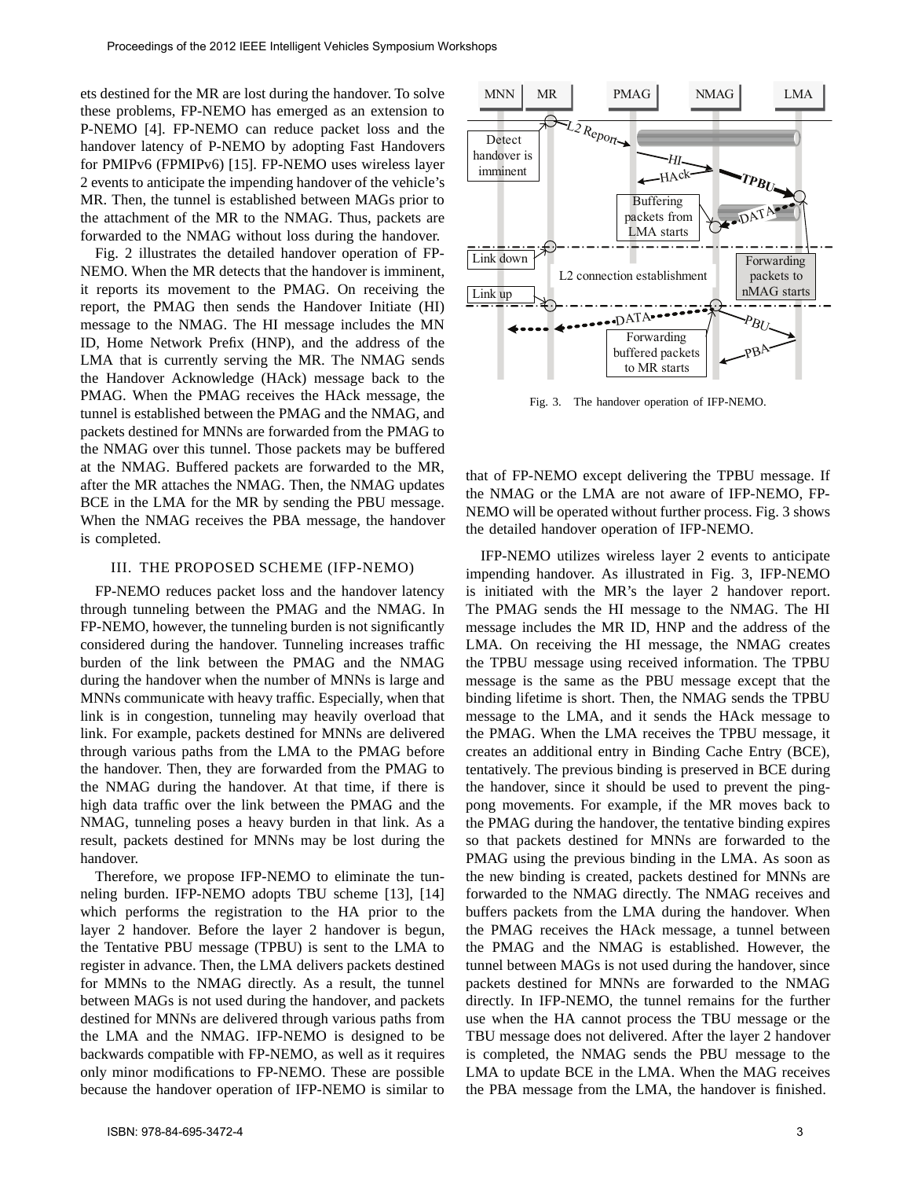ets destined for the MR are lost during the handover. To solve these problems, FP-NEMO has emerged as an extension to P-NEMO [4]. FP-NEMO can reduce packet loss and the handover latency of P-NEMO by adopting Fast Handovers for PMIPv6 (FPMIPv6) [15]. FP-NEMO uses wireless layer 2 events to anticipate the impending handover of the vehicle's MR. Then, the tunnel is established between MAGs prior to the attachment of the MR to the NMAG. Thus, packets are forwarded to the NMAG without loss during the handover.

Fig. 2 illustrates the detailed handover operation of FP-NEMO. When the MR detects that the handover is imminent, it reports its movement to the PMAG. On receiving the report, the PMAG then sends the Handover Initiate (HI) message to the NMAG. The HI message includes the MN ID, Home Network Prefix (HNP), and the address of the LMA that is currently serving the MR. The NMAG sends the Handover Acknowledge (HAck) message back to the PMAG. When the PMAG receives the HAck message, the tunnel is established between the PMAG and the NMAG, and packets destined for MNNs are forwarded from the PMAG to the NMAG over this tunnel. Those packets may be buffered at the NMAG. Buffered packets are forwarded to the MR, after the MR attaches the NMAG. Then, the NMAG updates BCE in the LMA for the MR by sending the PBU message. When the NMAG receives the PBA message, the handover is completed.

## III. The Proposed Scheme (IFP-NEMO)

FP-NEMO reduces packet loss and the handover latency through tunneling between the PMAG and the NMAG. In FP-NEMO, however, the tunneling burden is not significantly considered during the handover. Tunneling increases traffic burden of the link between the PMAG and the NMAG during the handover when the number of MNNs is large and MNNs communicate with heavy traffic. Especially, when that link is in congestion, tunneling may heavily overload that link. For example, packets destined for MNNs are delivered through various paths from the LMA to the PMAG before the handover. Then, they are forwarded from the PMAG to the NMAG during the handover. At that time, if there is high data traffic over the link between the PMAG and the NMAG, tunneling poses a heavy burden in that link. As a result, packets destined for MNNs may be lost during the handover.

Therefore, we propose IFP-NEMO to eliminate the tunneling burden. IFP-NEMO adopts TBU scheme [13], [14] which performs the registration to the HA prior to the layer 2 handover. Before the layer 2 handover is begun, the Tentative PBU message (TPBU) is sent to the LMA to register in advance. Then, the LMA delivers packets destined for MMNs to the NMAG directly. As a result, the tunnel between MAGs is not used during the handover, and packets destined for MNNs are delivered through various paths from the LMA and the NMAG. IFP-NEMO is designed to be backwards compatible with FP-NEMO, as well as it requires only minor modifications to FP-NEMO. These are possible because the handover operation of IFP-NEMO is similar to that of FP-NEMO except delivering the TPBU message. If the NMAG or the LMA are not aware of IFP-NEMO, FP-NEMO will be operated without further process. Fig. 3 shows the detailed handover operation of IFP-NEMO.

Fig. 3. The handover operation of IFP-NEMO.

IFP-NEMO utilizes wireless layer 2 events to anticipate impending handover. As illustrated in Fig. 3, IFP-NEMO is initiated with the MR's the layer 2 handover report. The PMAG sends the HI message to the NMAG. The HI message includes the MR ID, HNP and the address of the LMA. On receiving the HI message, the NMAG creates the TPBU message using received information. The TPBU message is the same as the PBU message except that the binding lifetime is short. Then, the NMAG sends the TPBU message to the LMA, and it sends the HAck message to the PMAG. When the LMA receives the TPBU message, it creates an additional entry in Binding Cache Entry (BCE), tentatively. The previous binding is preserved in BCE during the handover, since it should be used to prevent the ping-pong movements. For example, if the MR moves back to the PMAG during the handover, the tentative binding expires so that packets destined for MNNs are forwarded to the PMAG using the previous binding in the LMA. As soon as the new binding is created, packets destined for MNNs are forwarded to the NMAG directly. The NMAG receives and buffers packets from the LMA during the handover. When the PMAG receives the HAck message, a tunnel between the PMAG and the NMAG is established. However, the tunnel between MAGs is not used during the handover, since packets destined for MNNs are forwarded to the NMAG directly. In IFP-NEMO, the tunnel remains for the further use when the HA cannot process the TBU message or the TBU message does not delivered. After the layer 2 handover is completed, the NMAG sends the PBU message to the LMA to update BCE in the LMA. When the MAG receives the PBA message from the LMA, the handover is finished.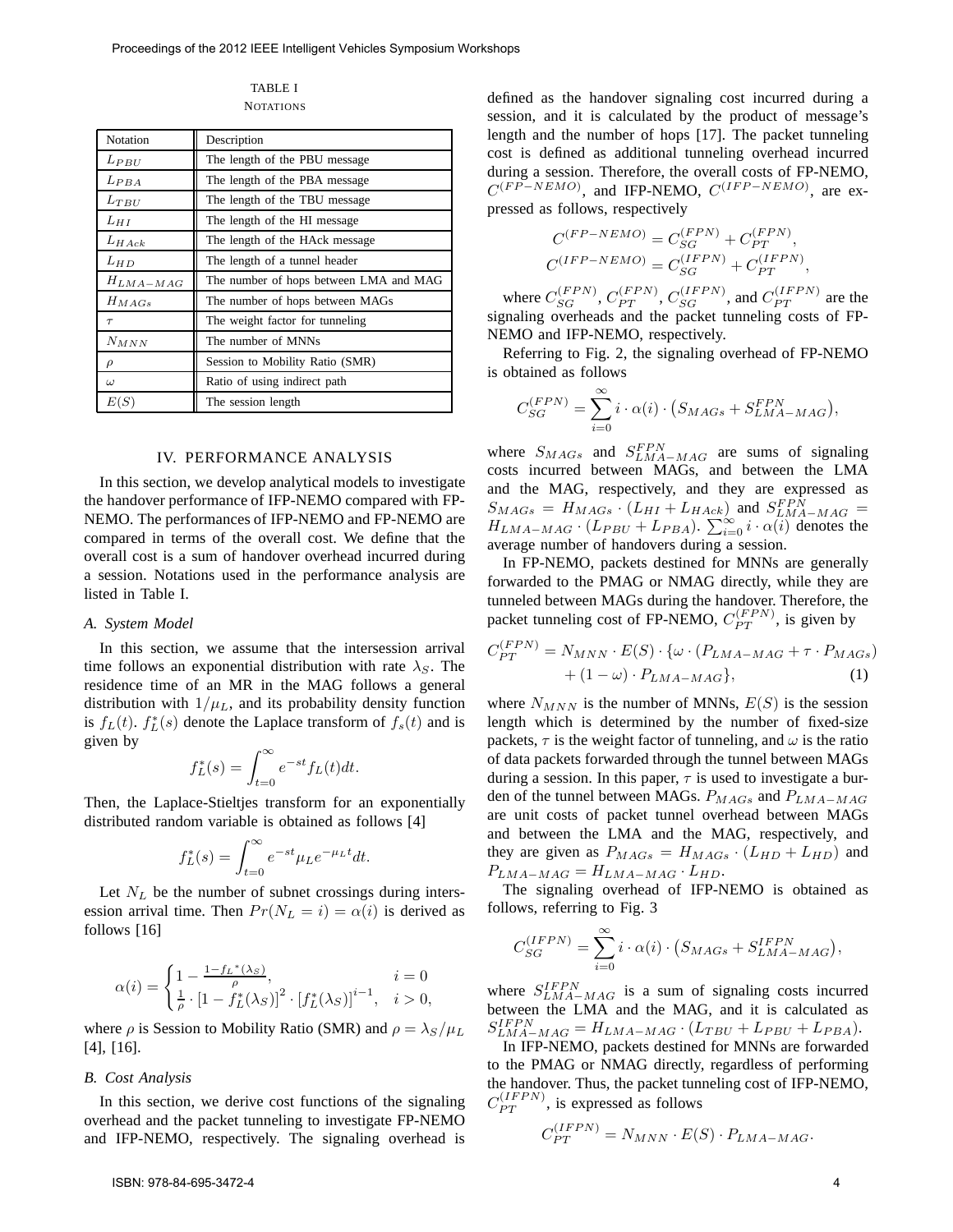TABLE I
NOTATIONS

| Notation | Description |
| --- | --- |
| $L_{PBU}$ | The length of the PBU message |
| $L_{PBA}$ | The length of the PBA message |
| $L_{TBU}$ | The length of the TBU message |
| $L_{HI}$ | The length of the HI message |
| $L_{HAck}$ | The length of the HAck message |
| $L_{HD}$ | The length of a tunnel header |
| $H_{LMA-MAG}$ | The number of hops between LMA and MAG |
| $H_{MAGs}$ | The number of hops between MAGs |
| $\tau$ | The weight factor for tunneling |
| $N_{MNN}$ | The number of MNNs |
| $\rho$ | Session to Mobility Ratio (SMR) |
| $\omega$ | Ratio of using indirect path |
| $E(S)$ | The session length |

## IV. PERFORMANCE ANALYSIS

In this section, we develop analytical models to investigate the handover performance of IFP-NEMO compared with FP-NEMO. The performances of IFP-NEMO and FP-NEMO are compared in terms of the overall cost. We define that the overall cost is a sum of handover overhead incurred during a session. Notations used in the performance analysis are listed in Table I.

### A. System Model

In this section, we assume that the intersession arrival time follows an exponential distribution with rate $\lambda_S$. The residence time of an MR in the MAG follows a general distribution with $1/\mu_L$, and its probability density function is $f_L(t)$. $f_L^*(s)$ denote the Laplace transform of $f_s(t)$ and is given by

$$f_L^*(s) = \int_{t=0}^{\infty} e^{-st} f_L(t) dt.$$

Then, the Laplace-Stieltjes transform for an exponentially distributed random variable is obtained as follows [4]

$$f_L^*(s) = \int_{t=0}^{\infty} e^{-st} \mu_L e^{-\mu_L t} dt.$$

Let $N_L$ be the number of subnet crossings during intersession arrival time. Then $Pr(N_L = i) = \alpha(i)$ is derived as follows [16]

$$\alpha(i) = \begin{cases} 1 - \frac{1 - f_L{}^*(\lambda_S)}{\rho}, & i = 0 \\ \frac{1}{\rho} \cdot \left[1 - f_L^*(\lambda_S)\right]^2 \cdot \left[f_L^*(\lambda_S)\right]^{i-1}, & i > 0, \end{cases}$$

where $\rho$ is Session to Mobility Ratio (SMR) and $\rho = \lambda_S/\mu_L$ [4], [16].

### B. Cost Analysis

In this section, we derive cost functions of the signaling overhead and the packet tunneling to investigate FP-NEMO and IFP-NEMO, respectively. The signaling overhead is defined as the handover signaling cost incurred during a session, and it is calculated by the product of message's length and the number of hops [17]. The packet tunneling cost is defined as additional tunneling overhead incurred during a session. Therefore, the overall costs of FP-NEMO, $C^{(FP-NEMO)}$, and IFP-NEMO, $C^{(IFP-NEMO)}$, are expressed as follows, respectively

$$C^{(FP-NEMO)} = C_{SG}^{(FPN)} + C_{PT}^{(FPN)},$$
$$C^{(IFP-NEMO)} = C_{SG}^{(IFPN)} + C_{PT}^{(IFPN)},$$

where $C_{SG}^{(FPN)}$, $C_{PT}^{(FPN)}$, $C_{SG}^{(IFPN)}$, and $C_{PT}^{(IFPN)}$ are the signaling overheads and the packet tunneling costs of FP-NEMO and IFP-NEMO, respectively.

Referring to Fig. 2, the signaling overhead of FP-NEMO is obtained as follows

$$C_{SG}^{(FPN)} = \sum_{i=0}^{\infty} i \cdot \alpha(i) \cdot \left(S_{MAGs} + S_{LMA-MAG}^{FPN}\right),$$

where $S_{MAGs}$ and $S_{LMA-MAG}^{FPN}$ are sums of signaling costs incurred between MAGs, and between the LMA and the MAG, respectively, and they are expressed as $S_{MAGs} = H_{MAGs} \cdot (L_{HI} + L_{HAck})$ and $S_{LMA-MAG}^{FPN} = H_{LMA-MAG} \cdot (L_{PBU} + L_{PBA})$. $\sum_{i=0}^{\infty} i \cdot \alpha(i)$ denotes the average number of handovers during a session.

In FP-NEMO, packets destined for MNNs are generally forwarded to the PMAG or NMAG directly, while they are tunneled between MAGs during the handover. Therefore, the packet tunneling cost of FP-NEMO, $C_{PT}^{(FPN)}$, is given by

$$C_{PT}^{(FPN)} = N_{MNN} \cdot E(S) \cdot \{\omega \cdot (P_{LMA-MAG} + \tau \cdot P_{MAGs}) + (1 - \omega) \cdot P_{LMA-MAG}\}, \quad (1)$$

where $N_{MNN}$ is the number of MNNs, $E(S)$ is the session length which is determined by the number of fixed-size packets, $\tau$ is the weight factor of tunneling, and $\omega$ is the ratio of data packets forwarded through the tunnel between MAGs during a session. In this paper, $\tau$ is used to investigate a burden of the tunnel between MAGs. $P_{MAGs}$ and $P_{LMA-MAG}$ are unit costs of packet tunnel overhead between MAGs and between the LMA and the MAG, respectively, and they are given as $P_{MAGs} = H_{MAGs} \cdot (L_{HD} + L_{HD})$ and $P_{LMA-MAG} = H_{LMA-MAG} \cdot L_{HD}$.

The signaling overhead of IFP-NEMO is obtained as follows, referring to Fig. 3

$$C_{SG}^{(IFPN)} = \sum_{i=0}^{\infty} i \cdot \alpha(i) \cdot \left(S_{MAGs} + S_{LMA-MAG}^{IFPN}\right),$$

where $S_{LMA-MAG}^{IFPN}$ is a sum of signaling costs incurred between the LMA and the MAG, and it is calculated as $S_{LMA-MAG}^{IFPN} = H_{LMA-MAG} \cdot (L_{TBU} + L_{PBU} + L_{PBA})$.

In IFP-NEMO, packets destined for MNNs are forwarded to the PMAG or NMAG directly, regardless of performing the handover. Thus, the packet tunneling cost of IFP-NEMO, $C_{PT}^{(IFPN)}$, is expressed as follows

$$C_{PT}^{(IFPN)} = N_{MNN} \cdot E(S) \cdot P_{LMA-MAG}.$$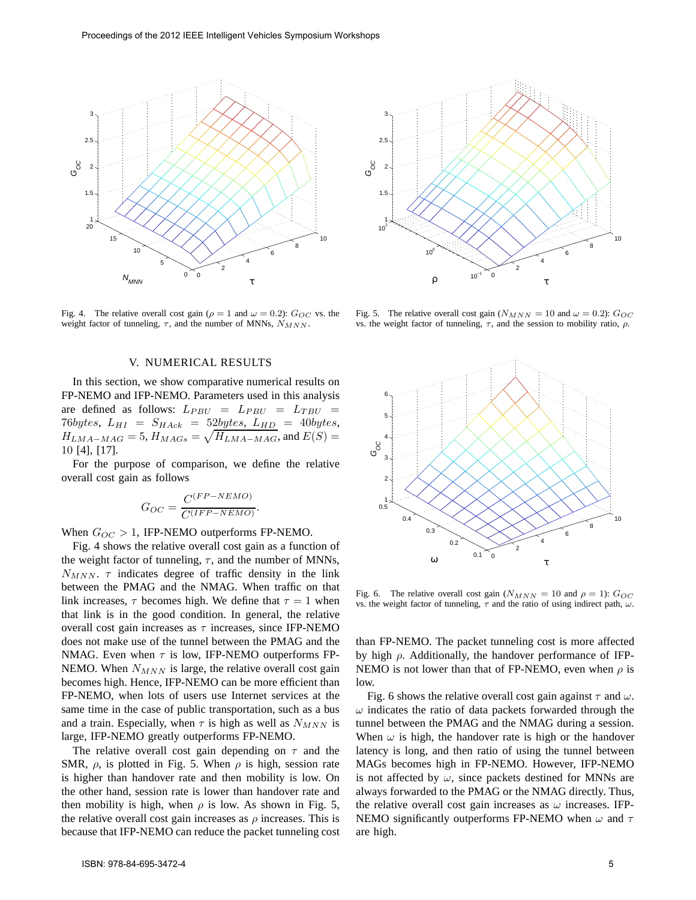Fig. 4. The relative overall cost gain ($\rho = 1$ and $\omega = 0.2$): $G_{OC}$ vs. the weight factor of tunneling, $\tau$, and the number of MNNs, $N_{MNN}$.

Fig. 5. The relative overall cost gain ($N_{MNN} = 10$ and $\omega = 0.2$): $G_{OC}$ vs. the weight factor of tunneling, $\tau$, and the session to mobility ratio, $\rho$.

## V. NUMERICAL RESULTS

In this section, we show comparative numerical results on FP-NEMO and IFP-NEMO. Parameters used in this analysis are defined as follows: $L_{PBU} = L_{PBU} = L_{TBU} = 76bytes$, $L_{HI} = S_{HAck} = 52bytes$, $L_{HD} = 40bytes$, $H_{LMA-MAG} = 5$, $H_{MAGs} = \sqrt{H_{LMA-MAG}}$, and $E(S) = 10$ [4], [17].

For the purpose of comparison, we define the relative overall cost gain as follows

$$G_{OC} = \frac{C^{(FP-NEMO)}}{C^{(IFP-NEMO)}}.$$

When $G_{OC} > 1$, IFP-NEMO outperforms FP-NEMO.

Fig. 4 shows the relative overall cost gain as a function of the weight factor of tunneling, $\tau$, and the number of MNNs, $N_{MNN}$. $\tau$ indicates degree of traffic density in the link between the PMAG and the NMAG. When traffic on that link increases, $\tau$ becomes high. We define that $\tau = 1$ when that link is in the good condition. In general, the relative overall cost gain increases as $\tau$ increases, since IFP-NEMO does not make use of the tunnel between the PMAG and the NMAG. Even when $\tau$ is low, IFP-NEMO outperforms FP-NEMO. When $N_{MNN}$ is large, the relative overall cost gain becomes high. Hence, IFP-NEMO can be more efficient than FP-NEMO, when lots of users use Internet services at the same time in the case of public transportation, such as a bus and a train. Especially, when $\tau$ is high as well as $N_{MNN}$ is large, IFP-NEMO greatly outperforms FP-NEMO.

The relative overall cost gain depending on $\tau$ and the SMR, $\rho$, is plotted in Fig. 5. When $\rho$ is high, session rate is higher than handover rate and then mobility is low. On the other hand, session rate is lower than handover rate and then mobility is high, when $\rho$ is low. As shown in Fig. 5, the relative overall cost gain increases as $\rho$ increases. This is because that IFP-NEMO can reduce the packet tunneling cost than FP-NEMO. The packet tunneling cost is more affected by high $\rho$. Additionally, the handover performance of IFP-NEMO is not lower than that of FP-NEMO, even when $\rho$ is low.

Fig. 6. The relative overall cost gain ($N_{MNN} = 10$ and $\rho = 1$): $G_{OC}$ vs. the weight factor of tunneling, $\tau$ and the ratio of using indirect path, $\omega$.

Fig. 6 shows the relative overall cost gain against $\tau$ and $\omega$. $\omega$ indicates the ratio of data packets forwarded through the tunnel between the PMAG and the NMAG during a session. When $\omega$ is high, the handover rate is high or the handover latency is long, and then ratio of using the tunnel between MAGs becomes high in FP-NEMO. However, IFP-NEMO is not affected by $\omega$, since packets destined for MNNs are always forwarded to the PMAG or the NMAG directly. Thus, the relative overall cost gain increases as $\omega$ increases. IFP-NEMO significantly outperforms FP-NEMO when $\omega$ and $\tau$ are high.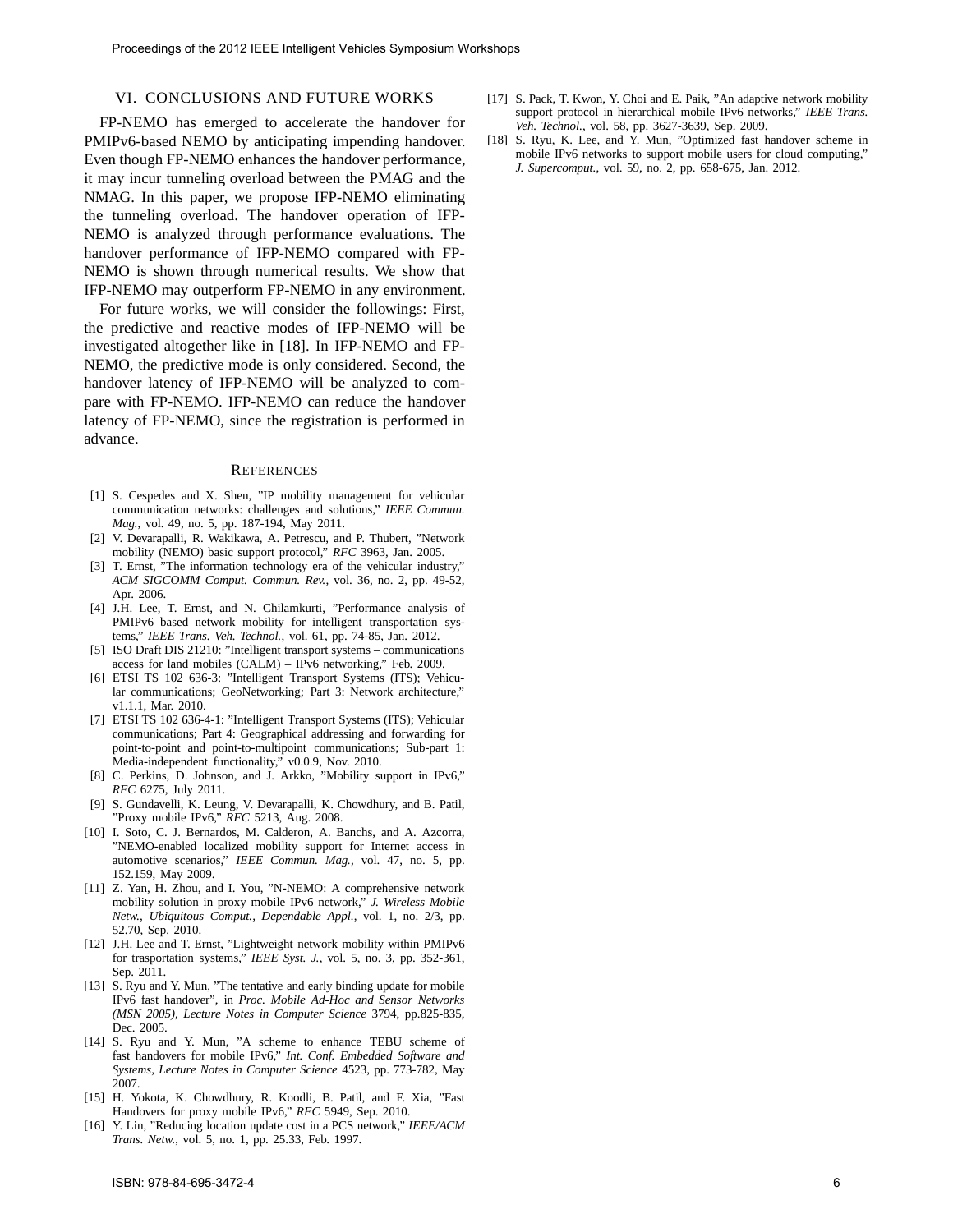## VI. CONCLUSIONS AND FUTURE WORKS

FP-NEMO has emerged to accelerate the handover for PMIPv6-based NEMO by anticipating impending handover. Even though FP-NEMO enhances the handover performance, it may incur tunneling overload between the PMAG and the NMAG. In this paper, we propose IFP-NEMO eliminating the tunneling overload. The handover operation of IFP-NEMO is analyzed through performance evaluations. The handover performance of IFP-NEMO compared with FP-NEMO is shown through numerical results. We show that IFP-NEMO may outperform FP-NEMO in any environment.

For future works, we will consider the followings: First, the predictive and reactive modes of IFP-NEMO will be investigated altogether like in [18]. In IFP-NEMO and FP-NEMO, the predictive mode is only considered. Second, the handover latency of IFP-NEMO will be analyzed to compare with FP-NEMO. IFP-NEMO can reduce the handover latency of FP-NEMO, since the registration is performed in advance.

## REFERENCES

[1] S. Cespedes and X. Shen, "IP mobility management for vehicular communication networks: challenges and solutions," *IEEE Commun. Mag.*, vol. 49, no. 5, pp. 187-194, May 2011.

[2] V. Devarapalli, R. Wakikawa, A. Petrescu, and P. Thubert, "Network mobility (NEMO) basic support protocol," *RFC* 3963, Jan. 2005.

[3] T. Ernst, "The information technology era of the vehicular industry," *ACM SIGCOMM Comput. Commun. Rev.*, vol. 36, no. 2, pp. 49-52, Apr. 2006.

[4] J.H. Lee, T. Ernst, and N. Chilamkurti, "Performance analysis of PMIPv6 based network mobility for intelligent transportation systems," *IEEE Trans. Veh. Technol.*, vol. 61, pp. 74-85, Jan. 2012.

[5] ISO Draft DIS 21210: "Intelligent transport systems – communications access for land mobiles (CALM) – IPv6 networking," Feb. 2009.

[6] ETSI TS 102 636-3: "Intelligent Transport Systems (ITS); Vehicular communications; GeoNetworking; Part 3: Network architecture," v1.1.1, Mar. 2010.

[7] ETSI TS 102 636-4-1: "Intelligent Transport Systems (ITS); Vehicular communications; Part 4: Geographical addressing and forwarding for point-to-point and point-to-multipoint communications; Sub-part 1: Media-independent functionality," v0.0.9, Nov. 2010.

[8] C. Perkins, D. Johnson, and J. Arkko, "Mobility support in IPv6," *RFC* 6275, July 2011.

[9] S. Gundavelli, K. Leung, V. Devarapalli, K. Chowdhury, and B. Patil, "Proxy mobile IPv6," *RFC* 5213, Aug. 2008.

[10] I. Soto, C. J. Bernardos, M. Calderon, A. Banchs, and A. Azcorra, "NEMO-enabled localized mobility support for Internet access in automotive scenarios," *IEEE Commun. Mag.*, vol. 47, no. 5, pp. 152.159, May 2009.

[11] Z. Yan, H. Zhou, and I. You, "N-NEMO: A comprehensive network mobility solution in proxy mobile IPv6 network," *J. Wireless Mobile Netw., Ubiquitous Comput., Dependable Appl.*, vol. 1, no. 2/3, pp. 52.70, Sep. 2010.

[12] J.H. Lee and T. Ernst, "Lightweight network mobility within PMIPv6 for trasportation systems," *IEEE Syst. J.*, vol. 5, no. 3, pp. 352-361, Sep. 2011.

[13] S. Ryu and Y. Mun, "The tentative and early binding update for mobile IPv6 fast handover", in *Proc. Mobile Ad-Hoc and Sensor Networks (MSN 2005), Lecture Notes in Computer Science* 3794, pp.825-835, Dec. 2005.

[14] S. Ryu and Y. Mun, "A scheme to enhance TEBU scheme of fast handovers for mobile IPv6," *Int. Conf. Embedded Software and Systems, Lecture Notes in Computer Science* 4523, pp. 773-782, May 2007.

[15] H. Yokota, K. Chowdhury, R. Koodli, B. Patil, and F. Xia, "Fast Handovers for proxy mobile IPv6," *RFC* 5949, Sep. 2010.

[16] Y. Lin, "Reducing location update cost in a PCS network," *IEEE/ACM Trans. Netw.*, vol. 5, no. 1, pp. 25.33, Feb. 1997.

[17] S. Pack, T. Kwon, Y. Choi and E. Paik, "An adaptive network mobility support protocol in hierarchical mobile IPv6 networks," *IEEE Trans. Veh. Technol.*, vol. 58, pp. 3627-3639, Sep. 2009.

[18] S. Ryu, K. Lee, and Y. Mun, "Optimized fast handover scheme in mobile IPv6 networks to support mobile users for cloud computing," *J. Supercomput.*, vol. 59, no. 2, pp. 658-675, Jan. 2012.